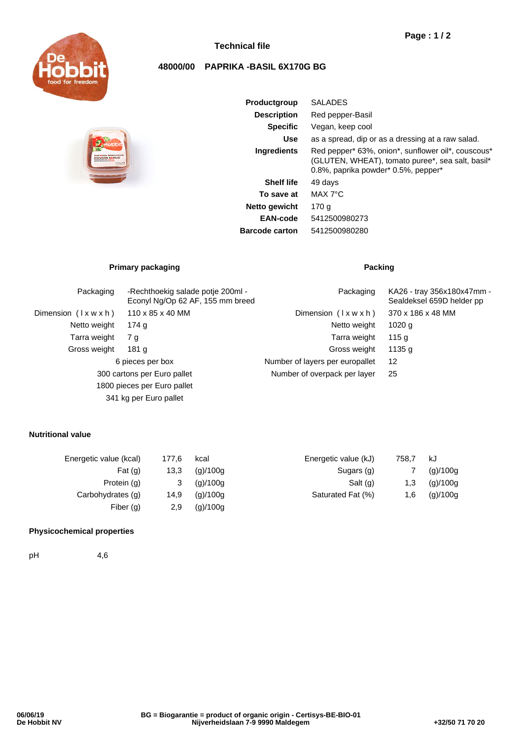# Technical file

## 48000/00 PAPRIKA -BASIL 6X170G BG

| | |
|---|---|
| **Productgroup** | SALADES |
| **Description** | Red pepper-Basil |
| **Specific** | Vegan, keep cool |
| **Use** | as a spread, dip or as a dressing at a raw salad. |
| **Ingredients** | Red pepper* 63%, onion*, sunflower oil*, couscous* (GLUTEN, WHEAT), tomato puree*, sea salt, basil* 0.8%, paprika powder* 0.5%, pepper* |
| **Shelf life** | 49 days |
| **To save at** | MAX 7°C |
| **Netto gewicht** | 170 g |
| **EAN-code** | 5412500980273 |
| **Barcode carton** | 5412500980280 |

### Primary packaging

| | |
|---|---|
| Packaging | -Rechthoekig salade potje 200ml - Econyl Ng/Op 62 AF, 155 mm breed |
| Dimension ( l x w x h ) | 110 x 85 x 40 MM |
| Netto weight | 174 g |
| Tarra weight | 7 g |
| Gross weight | 181 g |

6 pieces per box

300 cartons per Euro pallet

1800 pieces per Euro pallet

341 kg per Euro pallet

### Packing

| | |
|---|---|
| Packaging | KA26 - tray 356x180x47mm - Sealdeksel 659D helder pp |
| Dimension ( l x w x h ) | 370 x 186 x 48 MM |
| Netto weight | 1020 g |
| Tarra weight | 115 g |
| Gross weight | 1135 g |
| Number of layers per europallet | 12 |
| Number of overpack per layer | 25 |

### Nutritional value

| | | |
|---|---|---|
| Energetic value (kcal) | 177,6 | kcal |
| Fat (g) | 13,3 | (g)/100g |
| Protein (g) | 3 | (g)/100g |
| Carbohydrates (g) | 14,9 | (g)/100g |
| Fiber (g) | 2,9 | (g)/100g |
| Energetic value (kJ) | 758,7 | kJ |
| Sugars (g) | 7 | (g)/100g |
| Salt (g) | 1,3 | (g)/100g |
| Saturated Fat (%) | 1,6 | (g)/100g |

### Physicochemical properties

| | |
|---|---|
| pH | 4,6 |

06/06/19
De Hobbit NV

BG = Biogarantie = product of organic origin - Certisys-BE-BIO-01
Nijverheidslaan 7-9 9990 Maldegem

+32/50 71 70 20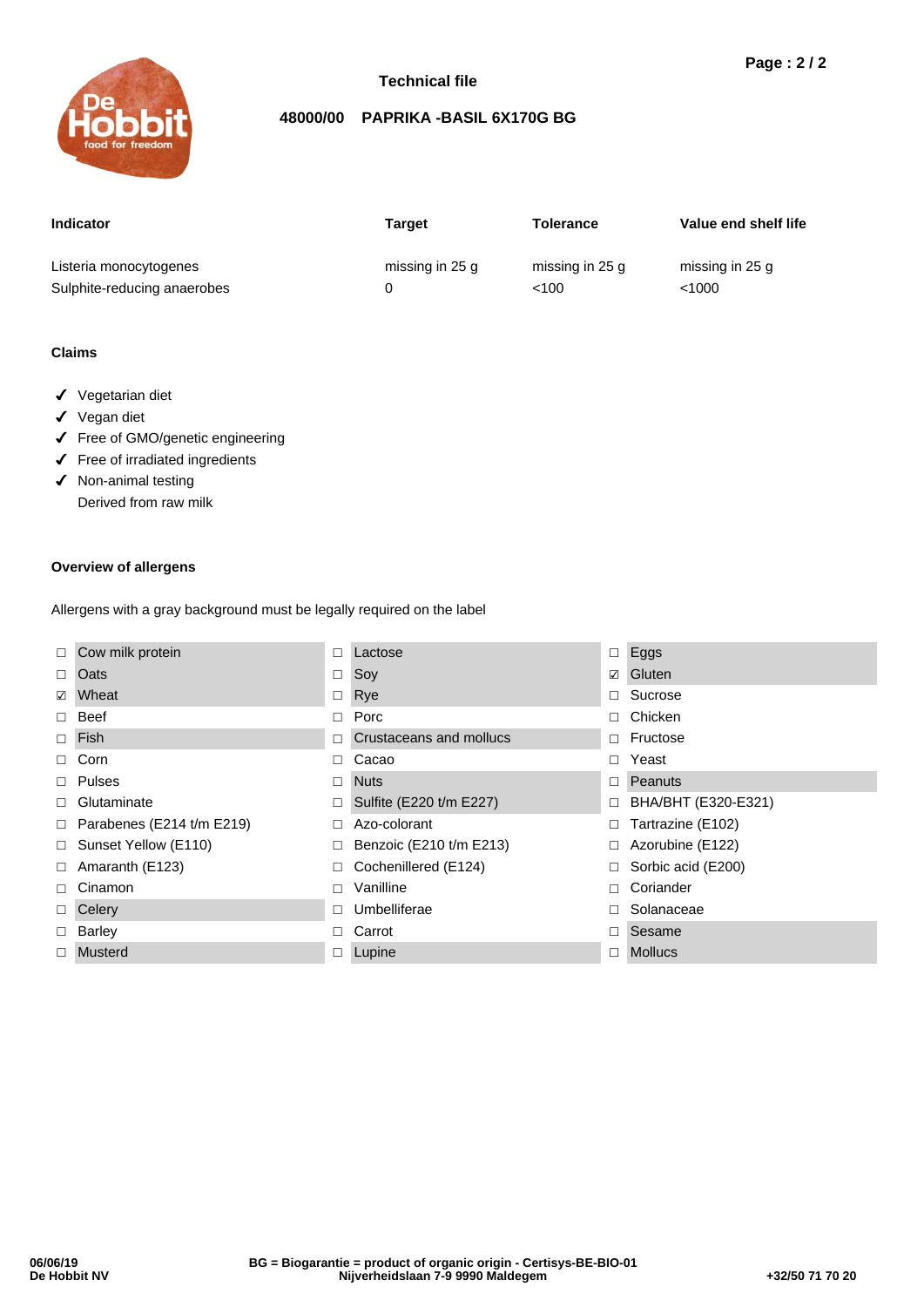**Technical file**

**48000/00 PAPRIKA -BASIL 6X170G BG**

| **Indicator** | **Target** | **Tolerance** | **Value end shelf life** |
|---|---|---|---|
| Listeria monocytogenes | missing in 25 g | missing in 25 g | missing in 25 g |
| Sulphite-reducing anaerobes | 0 | <100 | <1000 |

**Claims**

- ✓ Vegetarian diet
- ✓ Vegan diet
- ✓ Free of GMO/genetic engineering
- ✓ Free of irradiated ingredients
- ✓ Non-animal testing
- Derived from raw milk

**Overview of allergens**

Allergens with a gray background must be legally required on the label

| | | |
|---|---|---|
| ☐ Cow milk protein | ☐ Lactose | ☐ Eggs |
| ☐ Oats | ☐ Soy | ☑ Gluten |
| ☑ Wheat | ☐ Rye | ☐ Sucrose |
| ☐ Beef | ☐ Porc | ☐ Chicken |
| ☐ Fish | ☐ Crustaceans and mollucs | ☐ Fructose |
| ☐ Corn | ☐ Cacao | ☐ Yeast |
| ☐ Pulses | ☐ Nuts | ☐ Peanuts |
| ☐ Glutaminate | ☐ Sulfite (E220 t/m E227) | ☐ BHA/BHT (E320-E321) |
| ☐ Parabenes (E214 t/m E219) | ☐ Azo-colorant | ☐ Tartrazine (E102) |
| ☐ Sunset Yellow (E110) | ☐ Benzoic (E210 t/m E213) | ☐ Azorubine (E122) |
| ☐ Amaranth (E123) | ☐ Cochenillered (E124) | ☐ Sorbic acid (E200) |
| ☐ Cinamon | ☐ Vanilline | ☐ Coriander |
| ☐ Celery | ☐ Umbelliferae | ☐ Solanaceae |
| ☐ Barley | ☐ Carrot | ☐ Sesame |
| ☐ Musterd | ☐ Lupine | ☐ Mollucs |

**06/06/19**
**De Hobbit NV**

**BG = Biogarantie = product of organic origin - Certisys-BE-BIO-01**
**Nijverheidslaan 7-9 9990 Maldegem**

**+32/50 71 70 20**